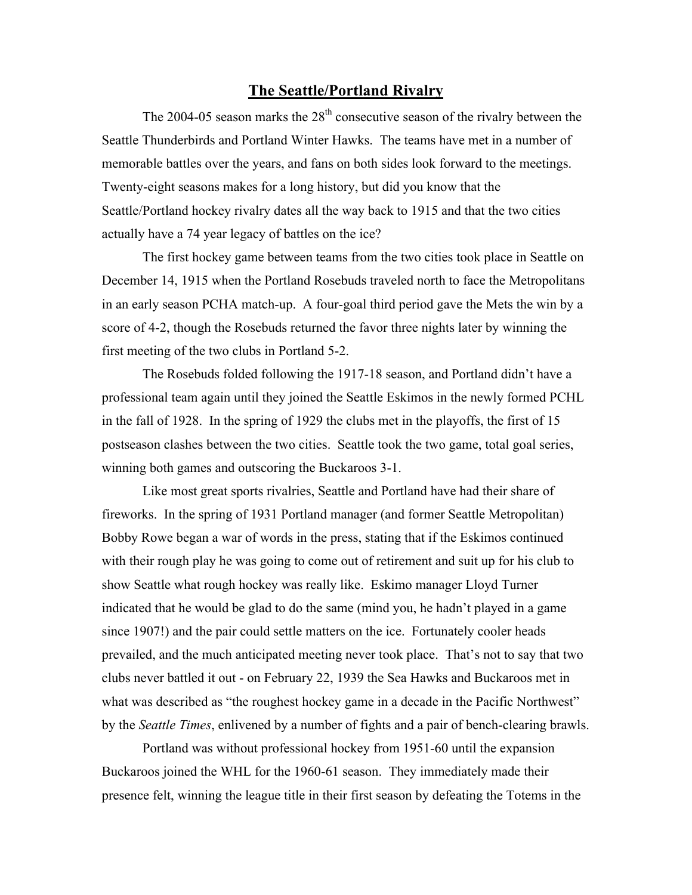# The Seattle/Portland Rivalry

The 2004-05 season marks the 28th consecutive season of the rivalry between the Seattle Thunderbirds and Portland Winter Hawks. The teams have met in a number of memorable battles over the years, and fans on both sides look forward to the meetings. Twenty-eight seasons makes for a long history, but did you know that the Seattle/Portland hockey rivalry dates all the way back to 1915 and that the two cities actually have a 74 year legacy of battles on the ice?

The first hockey game between teams from the two cities took place in Seattle on December 14, 1915 when the Portland Rosebuds traveled north to face the Metropolitans in an early season PCHA match-up. A four-goal third period gave the Mets the win by a score of 4-2, though the Rosebuds returned the favor three nights later by winning the first meeting of the two clubs in Portland 5-2.

The Rosebuds folded following the 1917-18 season, and Portland didn't have a professional team again until they joined the Seattle Eskimos in the newly formed PCHL in the fall of 1928. In the spring of 1929 the clubs met in the playoffs, the first of 15 postseason clashes between the two cities. Seattle took the two game, total goal series, winning both games and outscoring the Buckaroos 3-1.

Like most great sports rivalries, Seattle and Portland have had their share of fireworks. In the spring of 1931 Portland manager (and former Seattle Metropolitan) Bobby Rowe began a war of words in the press, stating that if the Eskimos continued with their rough play he was going to come out of retirement and suit up for his club to show Seattle what rough hockey was really like. Eskimo manager Lloyd Turner indicated that he would be glad to do the same (mind you, he hadn't played in a game since 1907!) and the pair could settle matters on the ice. Fortunately cooler heads prevailed, and the much anticipated meeting never took place. That's not to say that two clubs never battled it out - on February 22, 1939 the Sea Hawks and Buckaroos met in what was described as "the roughest hockey game in a decade in the Pacific Northwest" by the *Seattle Times*, enlivened by a number of fights and a pair of bench-clearing brawls.

Portland was without professional hockey from 1951-60 until the expansion Buckaroos joined the WHL for the 1960-61 season. They immediately made their presence felt, winning the league title in their first season by defeating the Totems in the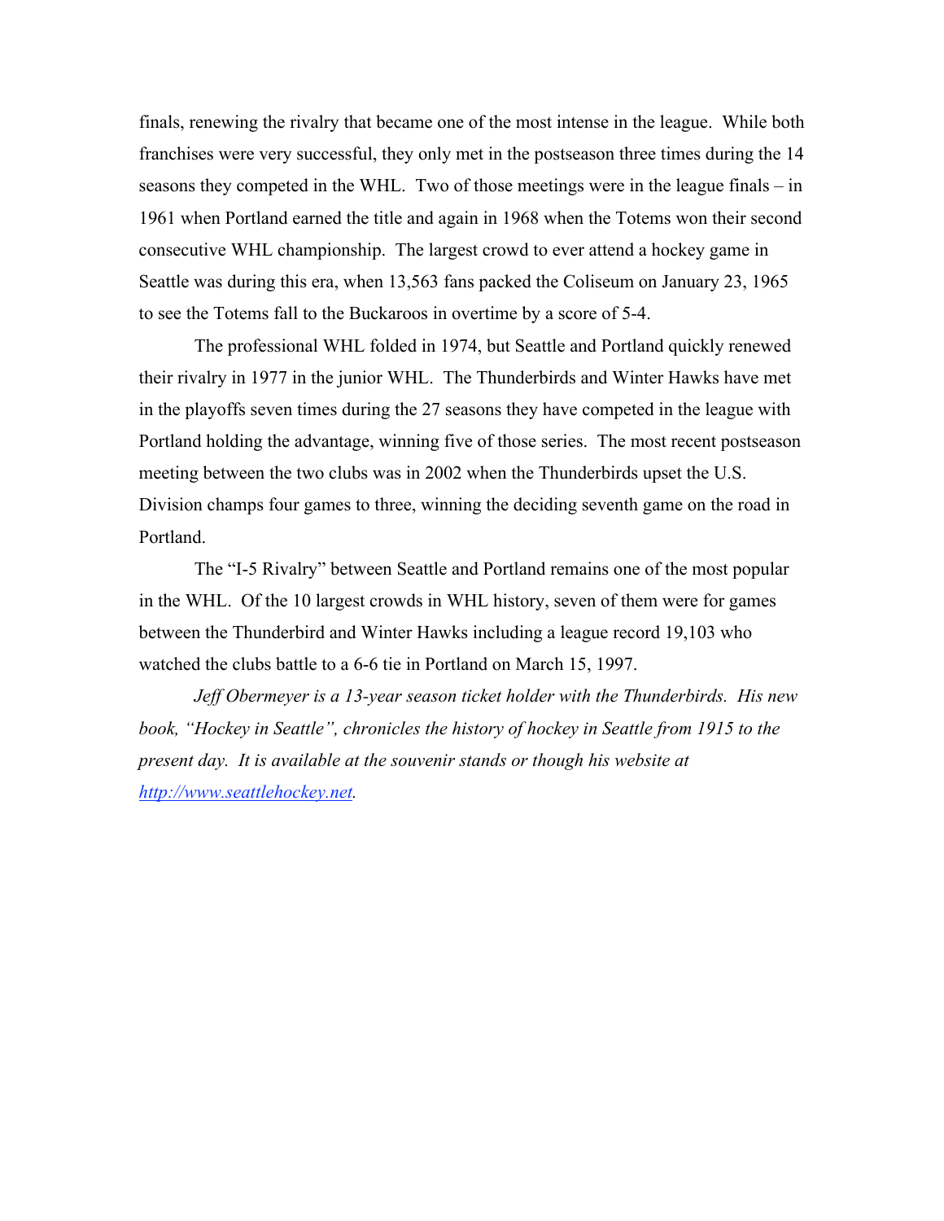finals, renewing the rivalry that became one of the most intense in the league. While both franchises were very successful, they only met in the postseason three times during the 14 seasons they competed in the WHL. Two of those meetings were in the league finals – in 1961 when Portland earned the title and again in 1968 when the Totems won their second consecutive WHL championship. The largest crowd to ever attend a hockey game in Seattle was during this era, when 13,563 fans packed the Coliseum on January 23, 1965 to see the Totems fall to the Buckaroos in overtime by a score of 5-4.

The professional WHL folded in 1974, but Seattle and Portland quickly renewed their rivalry in 1977 in the junior WHL. The Thunderbirds and Winter Hawks have met in the playoffs seven times during the 27 seasons they have competed in the league with Portland holding the advantage, winning five of those series. The most recent postseason meeting between the two clubs was in 2002 when the Thunderbirds upset the U.S. Division champs four games to three, winning the deciding seventh game on the road in Portland.

The "I-5 Rivalry" between Seattle and Portland remains one of the most popular in the WHL. Of the 10 largest crowds in WHL history, seven of them were for games between the Thunderbird and Winter Hawks including a league record 19,103 who watched the clubs battle to a 6-6 tie in Portland on March 15, 1997.

*Jeff Obermeyer is a 13-year season ticket holder with the Thunderbirds. His new book, "Hockey in Seattle", chronicles the history of hockey in Seattle from 1915 to the present day. It is available at the souvenir stands or though his website at [http://www.seattlehockey.net](http://www.seattlehockey.net).*